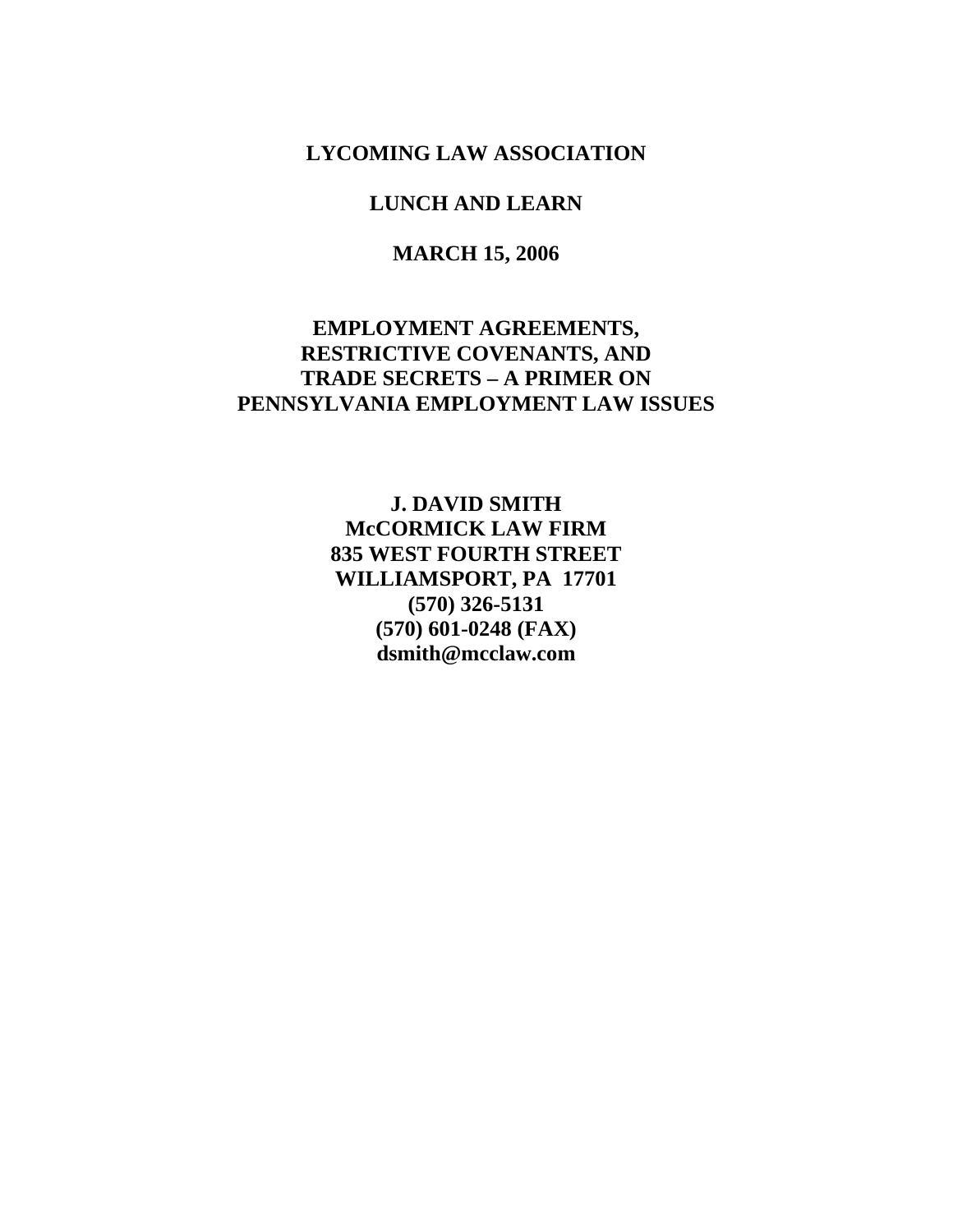**LYCOMING LAW ASSOCIATION**

**LUNCH AND LEARN**

**MARCH 15, 2006**

# EMPLOYMENT AGREEMENTS, RESTRICTIVE COVENANTS, AND TRADE SECRETS – A PRIMER ON PENNSYLVANIA EMPLOYMENT LAW ISSUES

**J. DAVID SMITH**
**McCORMICK LAW FIRM**
**835 WEST FOURTH STREET**
**WILLIAMSPORT, PA 17701**
**(570) 326-5131**
**(570) 601-0248 (FAX)**
**dsmith@mcclaw.com**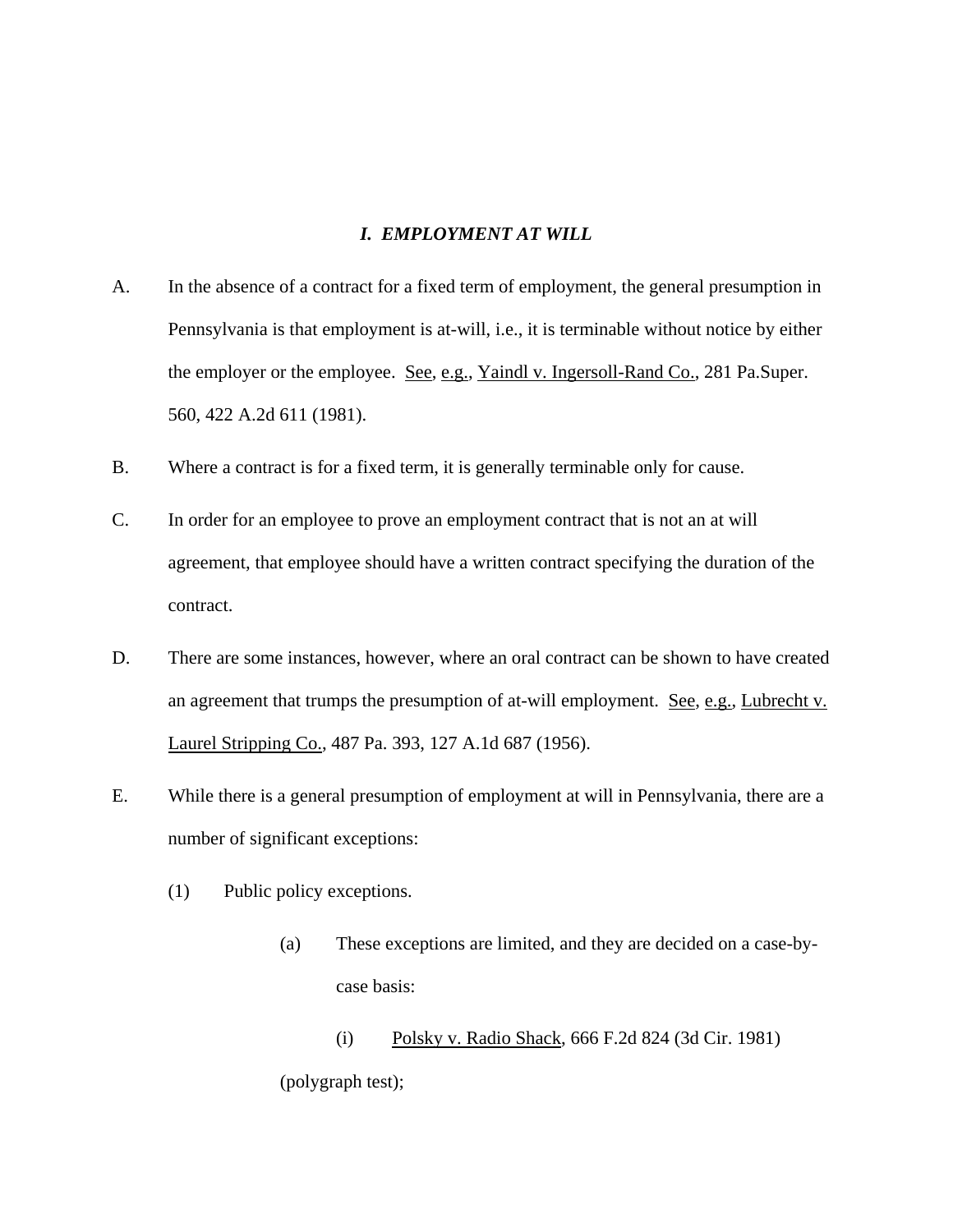## *I. EMPLOYMENT AT WILL*

A. In the absence of a contract for a fixed term of employment, the general presumption in Pennsylvania is that employment is at-will, i.e., it is terminable without notice by either the employer or the employee. See, e.g., Yaindl v. Ingersoll-Rand Co., 281 Pa.Super. 560, 422 A.2d 611 (1981).

B. Where a contract is for a fixed term, it is generally terminable only for cause.

C. In order for an employee to prove an employment contract that is not an at will agreement, that employee should have a written contract specifying the duration of the contract.

D. There are some instances, however, where an oral contract can be shown to have created an agreement that trumps the presumption of at-will employment. See, e.g., Lubrecht v. Laurel Stripping Co., 487 Pa. 393, 127 A.1d 687 (1956).

E. While there is a general presumption of employment at will in Pennsylvania, there are a number of significant exceptions:

   (1) Public policy exceptions.

      (a) These exceptions are limited, and they are decided on a case-by-case basis:

         (i) Polsky v. Radio Shack, 666 F.2d 824 (3d Cir. 1981) (polygraph test);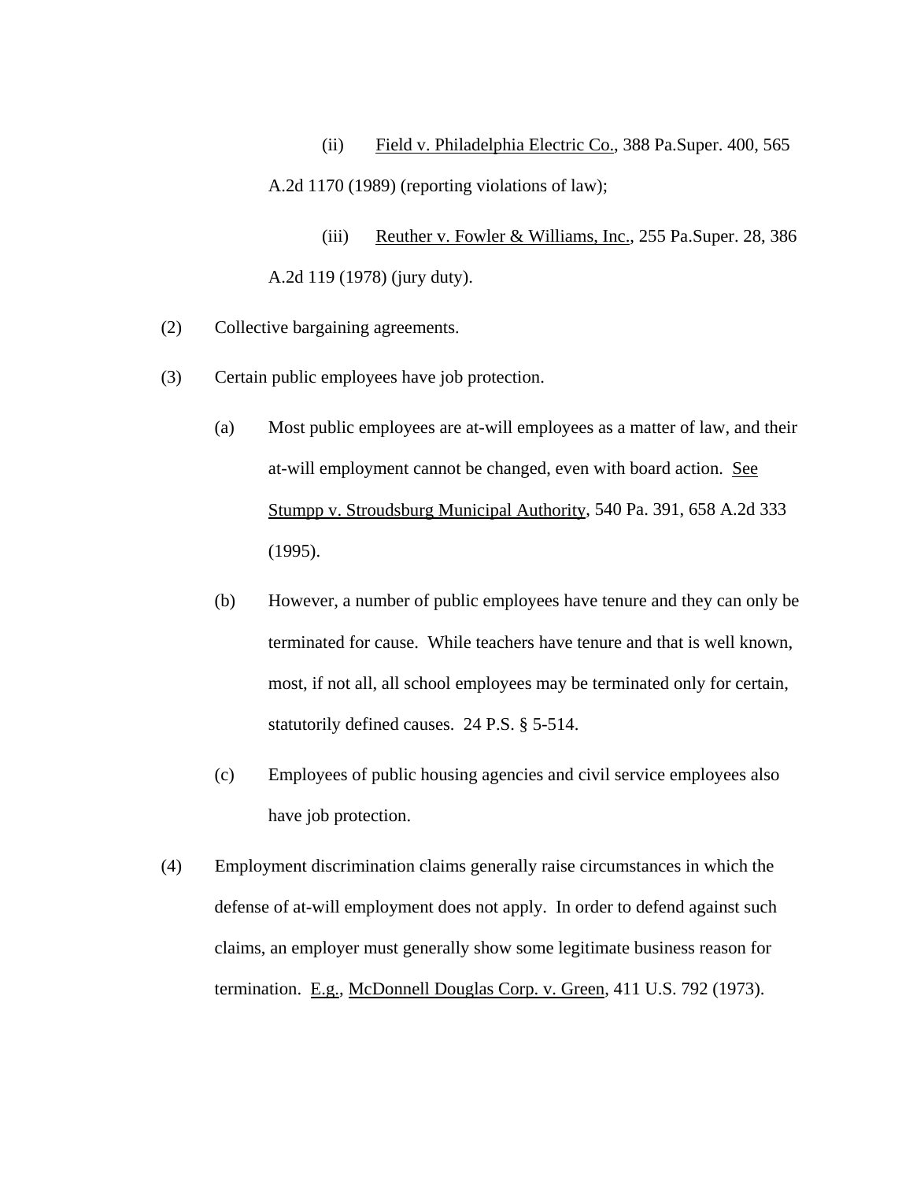(ii) Field v. Philadelphia Electric Co., 388 Pa.Super. 400, 565 A.2d 1170 (1989) (reporting violations of law);

(iii) Reuther v. Fowler & Williams, Inc., 255 Pa.Super. 28, 386 A.2d 119 (1978) (jury duty).

(2) Collective bargaining agreements.

(3) Certain public employees have job protection.

(a) Most public employees are at-will employees as a matter of law, and their at-will employment cannot be changed, even with board action. See Stumpp v. Stroudsburg Municipal Authority, 540 Pa. 391, 658 A.2d 333 (1995).

(b) However, a number of public employees have tenure and they can only be terminated for cause. While teachers have tenure and that is well known, most, if not all, all school employees may be terminated only for certain, statutorily defined causes. 24 P.S. § 5-514.

(c) Employees of public housing agencies and civil service employees also have job protection.

(4) Employment discrimination claims generally raise circumstances in which the defense of at-will employment does not apply. In order to defend against such claims, an employer must generally show some legitimate business reason for termination. E.g., McDonnell Douglas Corp. v. Green, 411 U.S. 792 (1973).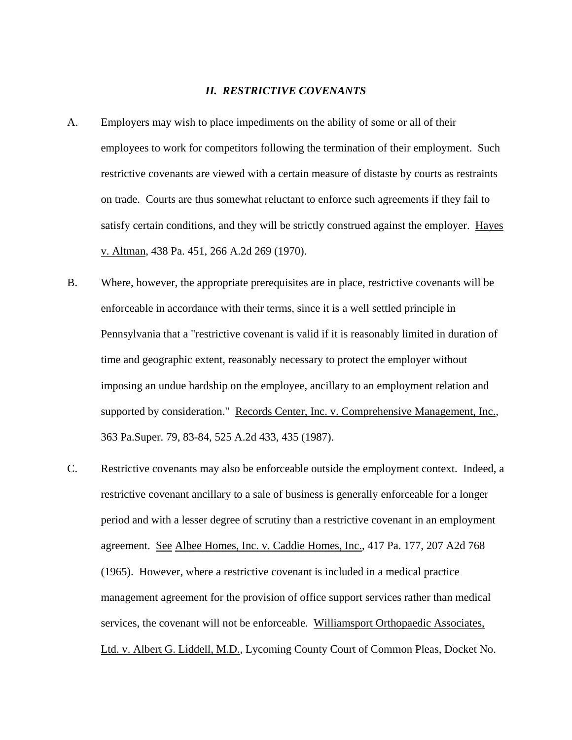## *II. RESTRICTIVE COVENANTS*

A. Employers may wish to place impediments on the ability of some or all of their employees to work for competitors following the termination of their employment. Such restrictive covenants are viewed with a certain measure of distaste by courts as restraints on trade. Courts are thus somewhat reluctant to enforce such agreements if they fail to satisfy certain conditions, and they will be strictly construed against the employer. Hayes v. Altman, 438 Pa. 451, 266 A.2d 269 (1970).

B. Where, however, the appropriate prerequisites are in place, restrictive covenants will be enforceable in accordance with their terms, since it is a well settled principle in Pennsylvania that a "restrictive covenant is valid if it is reasonably limited in duration of time and geographic extent, reasonably necessary to protect the employer without imposing an undue hardship on the employee, ancillary to an employment relation and supported by consideration." Records Center, Inc. v. Comprehensive Management, Inc., 363 Pa.Super. 79, 83-84, 525 A.2d 433, 435 (1987).

C. Restrictive covenants may also be enforceable outside the employment context. Indeed, a restrictive covenant ancillary to a sale of business is generally enforceable for a longer period and with a lesser degree of scrutiny than a restrictive covenant in an employment agreement. See Albee Homes, Inc. v. Caddie Homes, Inc., 417 Pa. 177, 207 A2d 768 (1965). However, where a restrictive covenant is included in a medical practice management agreement for the provision of office support services rather than medical services, the covenant will not be enforceable. Williamsport Orthopaedic Associates, Ltd. v. Albert G. Liddell, M.D., Lycoming County Court of Common Pleas, Docket No.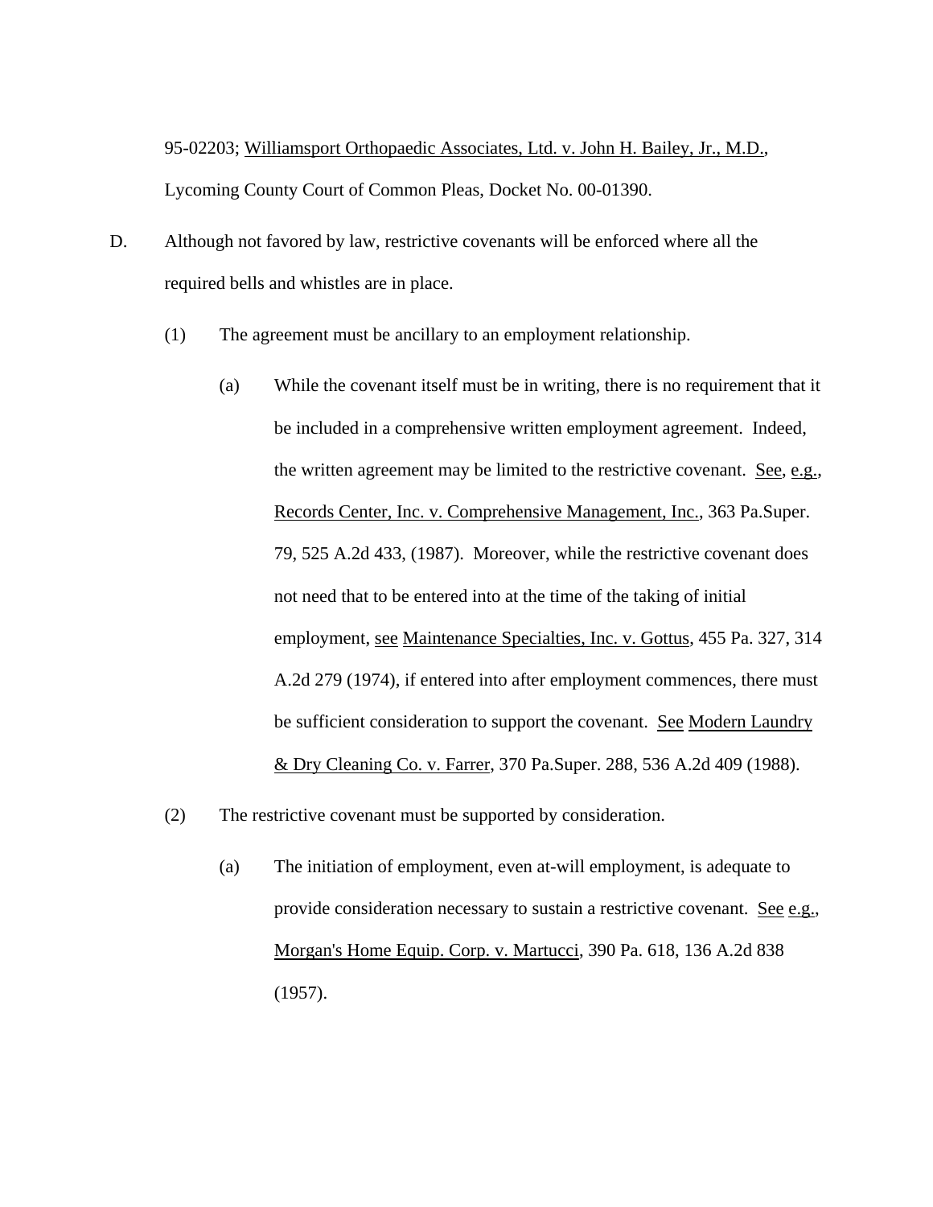95-02203; Williamsport Orthopaedic Associates, Ltd. v. John H. Bailey, Jr., M.D., Lycoming County Court of Common Pleas, Docket No. 00-01390.

D. Although not favored by law, restrictive covenants will be enforced where all the required bells and whistles are in place.

  (1) The agreement must be ancillary to an employment relationship.

    (a) While the covenant itself must be in writing, there is no requirement that it be included in a comprehensive written employment agreement. Indeed, the written agreement may be limited to the restrictive covenant. See, e.g., Records Center, Inc. v. Comprehensive Management, Inc., 363 Pa.Super. 79, 525 A.2d 433, (1987). Moreover, while the restrictive covenant does not need that to be entered into at the time of the taking of initial employment, see Maintenance Specialties, Inc. v. Gottus, 455 Pa. 327, 314 A.2d 279 (1974), if entered into after employment commences, there must be sufficient consideration to support the covenant. See Modern Laundry & Dry Cleaning Co. v. Farrer, 370 Pa.Super. 288, 536 A.2d 409 (1988).

  (2) The restrictive covenant must be supported by consideration.

    (a) The initiation of employment, even at-will employment, is adequate to provide consideration necessary to sustain a restrictive covenant. See e.g., Morgan's Home Equip. Corp. v. Martucci, 390 Pa. 618, 136 A.2d 838 (1957).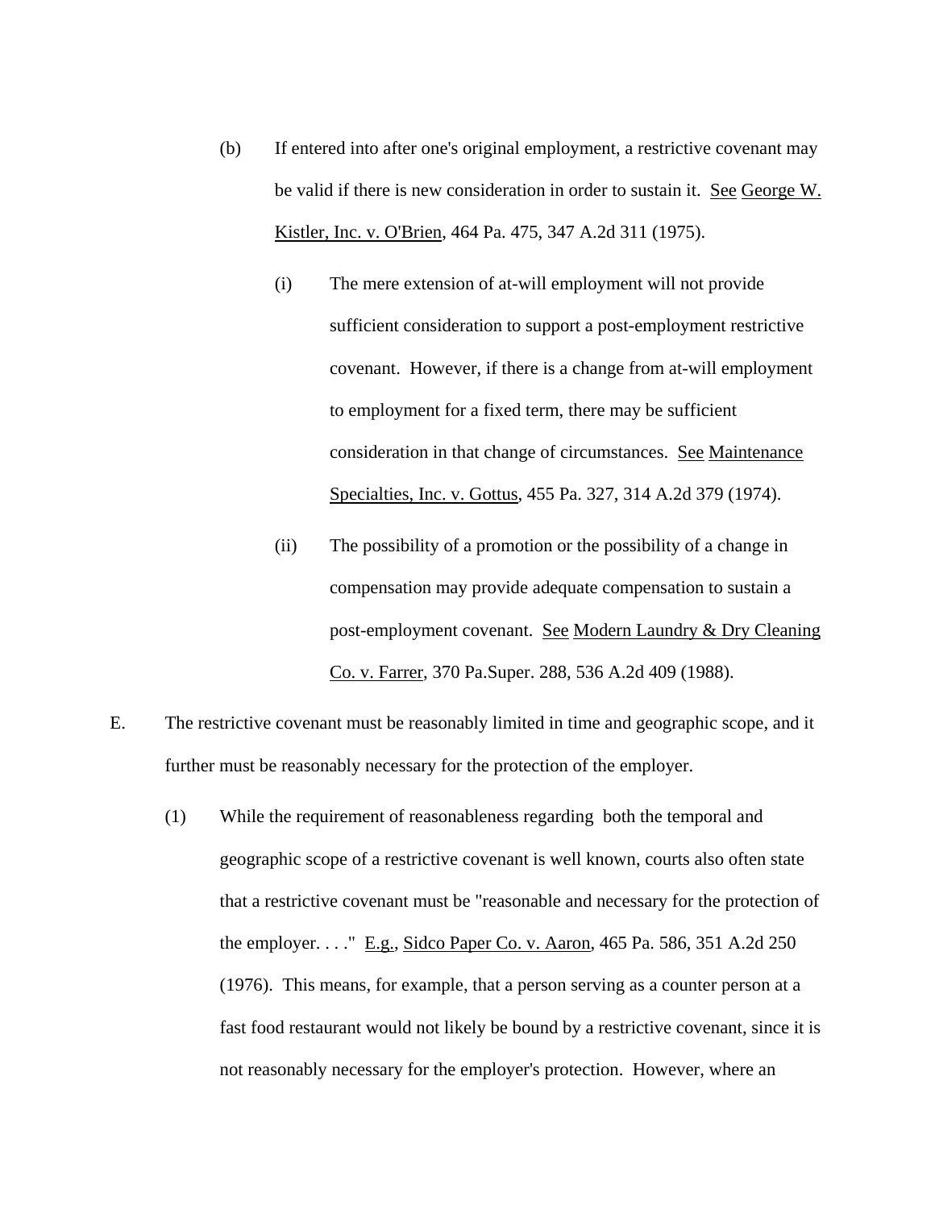(b) If entered into after one's original employment, a restrictive covenant may be valid if there is new consideration in order to sustain it. See George W. Kistler, Inc. v. O'Brien, 464 Pa. 475, 347 A.2d 311 (1975).

(i) The mere extension of at-will employment will not provide sufficient consideration to support a post-employment restrictive covenant. However, if there is a change from at-will employment to employment for a fixed term, there may be sufficient consideration in that change of circumstances. See Maintenance Specialties, Inc. v. Gottus, 455 Pa. 327, 314 A.2d 379 (1974).

(ii) The possibility of a promotion or the possibility of a change in compensation may provide adequate compensation to sustain a post-employment covenant. See Modern Laundry & Dry Cleaning Co. v. Farrer, 370 Pa.Super. 288, 536 A.2d 409 (1988).

E. The restrictive covenant must be reasonably limited in time and geographic scope, and it further must be reasonably necessary for the protection of the employer.

(1) While the requirement of reasonableness regarding both the temporal and geographic scope of a restrictive covenant is well known, courts also often state that a restrictive covenant must be "reasonable and necessary for the protection of the employer. . . ." E.g., Sidco Paper Co. v. Aaron, 465 Pa. 586, 351 A.2d 250 (1976). This means, for example, that a person serving as a counter person at a fast food restaurant would not likely be bound by a restrictive covenant, since it is not reasonably necessary for the employer's protection. However, where an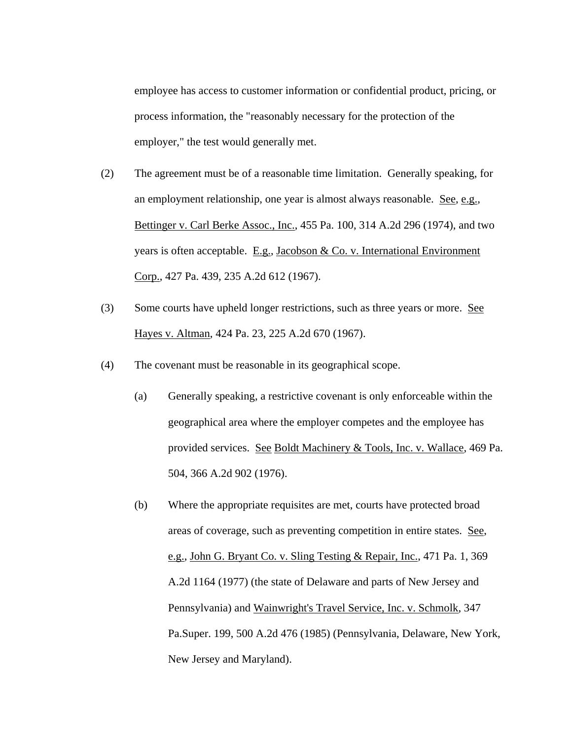employee has access to customer information or confidential product, pricing, or process information, the "reasonably necessary for the protection of the employer," the test would generally met.

(2) The agreement must be of a reasonable time limitation. Generally speaking, for an employment relationship, one year is almost always reasonable. See, e.g., Bettinger v. Carl Berke Assoc., Inc., 455 Pa. 100, 314 A.2d 296 (1974), and two years is often acceptable. E.g., Jacobson & Co. v. International Environment Corp., 427 Pa. 439, 235 A.2d 612 (1967).

(3) Some courts have upheld longer restrictions, such as three years or more. See Hayes v. Altman, 424 Pa. 23, 225 A.2d 670 (1967).

(4) The covenant must be reasonable in its geographical scope.

   (a) Generally speaking, a restrictive covenant is only enforceable within the geographical area where the employer competes and the employee has provided services. See Boldt Machinery & Tools, Inc. v. Wallace, 469 Pa. 504, 366 A.2d 902 (1976).

   (b) Where the appropriate requisites are met, courts have protected broad areas of coverage, such as preventing competition in entire states. See, e.g., John G. Bryant Co. v. Sling Testing & Repair, Inc., 471 Pa. 1, 369 A.2d 1164 (1977) (the state of Delaware and parts of New Jersey and Pennsylvania) and Wainwright's Travel Service, Inc. v. Schmolk, 347 Pa.Super. 199, 500 A.2d 476 (1985) (Pennsylvania, Delaware, New York, New Jersey and Maryland).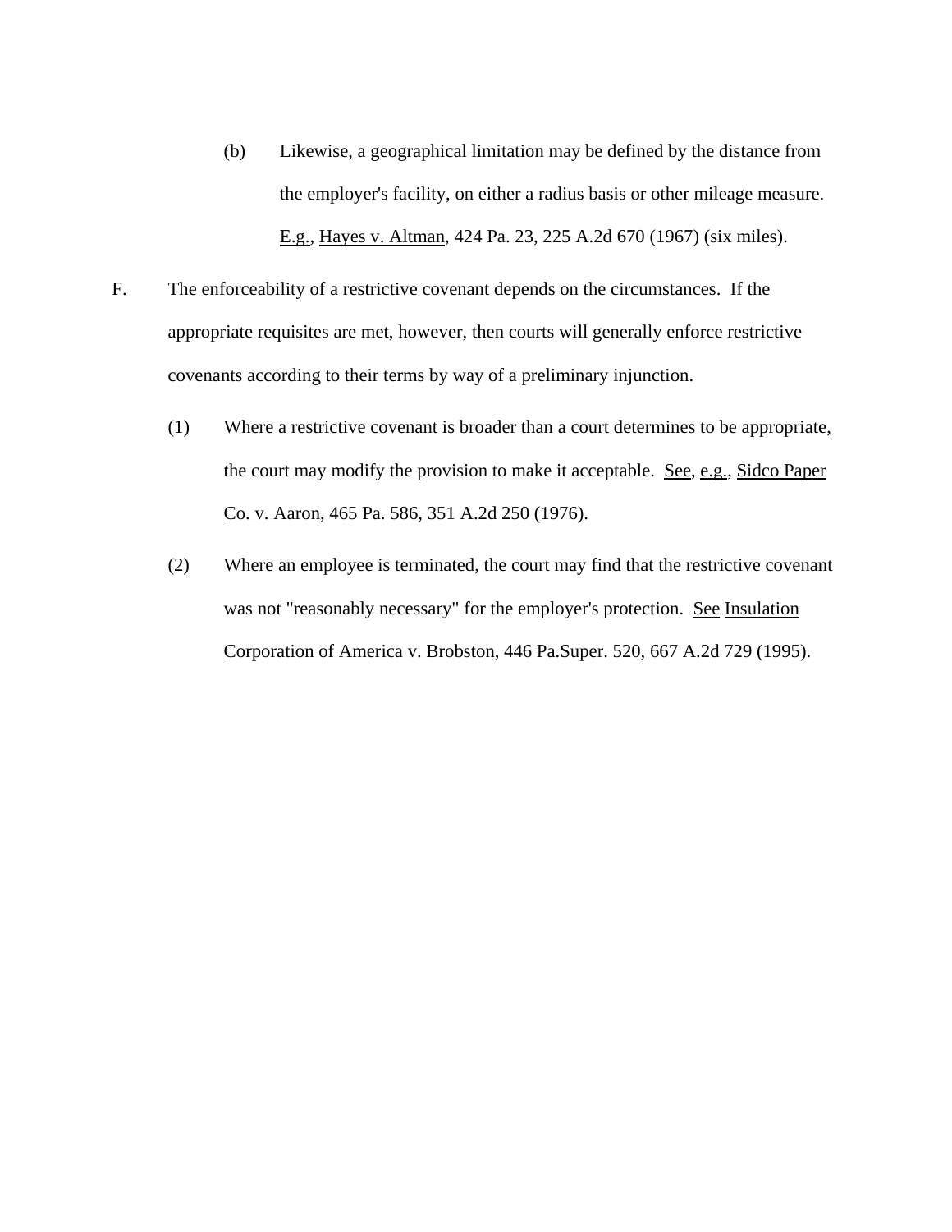(b) Likewise, a geographical limitation may be defined by the distance from the employer's facility, on either a radius basis or other mileage measure. E.g., Hayes v. Altman, 424 Pa. 23, 225 A.2d 670 (1967) (six miles).

F. The enforceability of a restrictive covenant depends on the circumstances. If the appropriate requisites are met, however, then courts will generally enforce restrictive covenants according to their terms by way of a preliminary injunction.

(1) Where a restrictive covenant is broader than a court determines to be appropriate, the court may modify the provision to make it acceptable. See, e.g., Sidco Paper Co. v. Aaron, 465 Pa. 586, 351 A.2d 250 (1976).

(2) Where an employee is terminated, the court may find that the restrictive covenant was not "reasonably necessary" for the employer's protection. See Insulation Corporation of America v. Brobston, 446 Pa.Super. 520, 667 A.2d 729 (1995).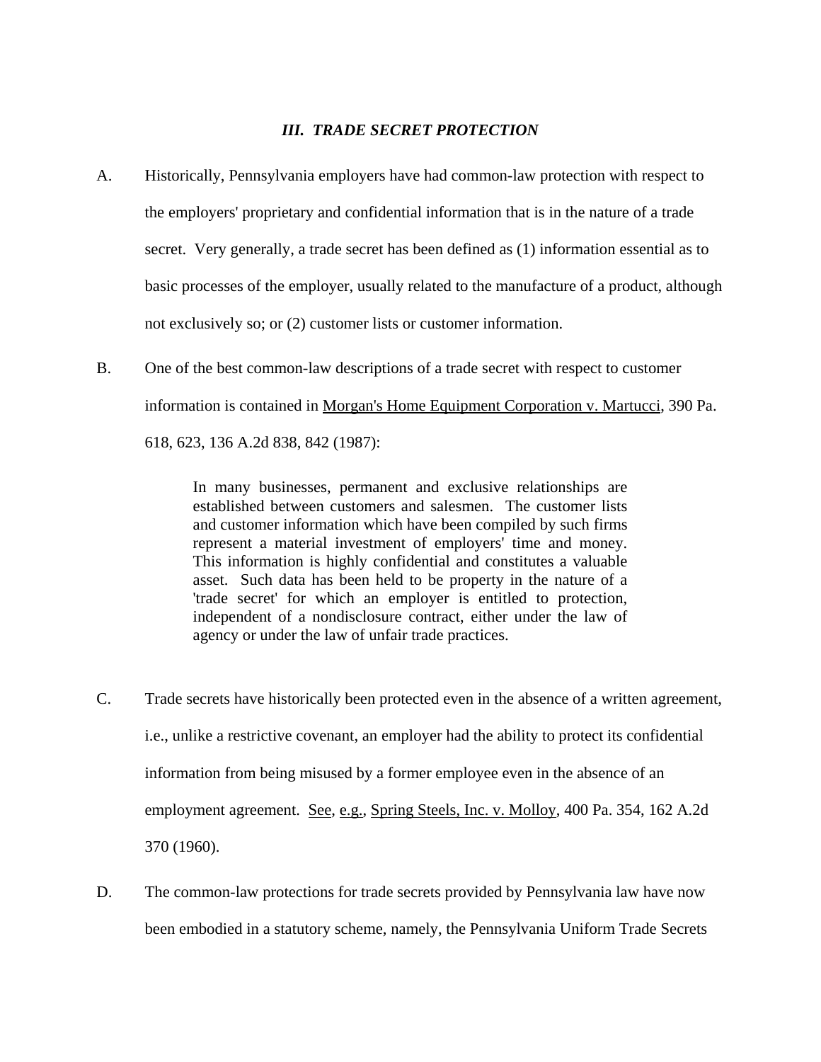### ***III. TRADE SECRET PROTECTION***

A. Historically, Pennsylvania employers have had common-law protection with respect to the employers' proprietary and confidential information that is in the nature of a trade secret. Very generally, a trade secret has been defined as (1) information essential as to basic processes of the employer, usually related to the manufacture of a product, although not exclusively so; or (2) customer lists or customer information.

B. One of the best common-law descriptions of a trade secret with respect to customer information is contained in Morgan's Home Equipment Corporation v. Martucci, 390 Pa. 618, 623, 136 A.2d 838, 842 (1987):

> In many businesses, permanent and exclusive relationships are established between customers and salesmen. The customer lists and customer information which have been compiled by such firms represent a material investment of employers' time and money. This information is highly confidential and constitutes a valuable asset. Such data has been held to be property in the nature of a 'trade secret' for which an employer is entitled to protection, independent of a nondisclosure contract, either under the law of agency or under the law of unfair trade practices.

C. Trade secrets have historically been protected even in the absence of a written agreement, i.e., unlike a restrictive covenant, an employer had the ability to protect its confidential information from being misused by a former employee even in the absence of an employment agreement. See, e.g., Spring Steels, Inc. v. Molloy, 400 Pa. 354, 162 A.2d 370 (1960).

D. The common-law protections for trade secrets provided by Pennsylvania law have now been embodied in a statutory scheme, namely, the Pennsylvania Uniform Trade Secrets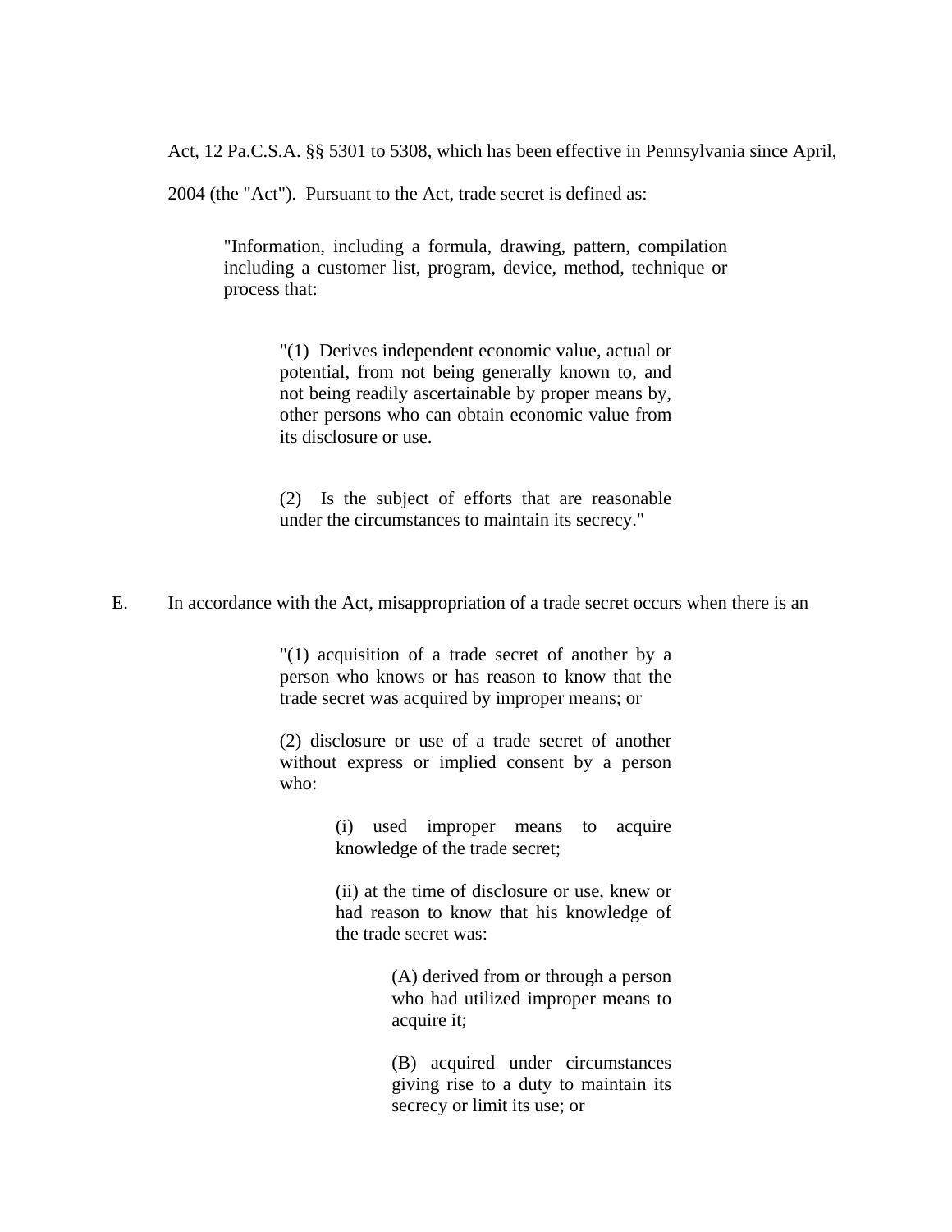Act, 12 Pa.C.S.A. §§ 5301 to 5308, which has been effective in Pennsylvania since April, 2004 (the "Act"). Pursuant to the Act, trade secret is defined as:

> "Information, including a formula, drawing, pattern, compilation including a customer list, program, device, method, technique or process that:
>
> > "(1) Derives independent economic value, actual or potential, from not being generally known to, and not being readily ascertainable by proper means by, other persons who can obtain economic value from its disclosure or use.
> >
> > (2) Is the subject of efforts that are reasonable under the circumstances to maintain its secrecy."

E. In accordance with the Act, misappropriation of a trade secret occurs when there is an

> "(1) acquisition of a trade secret of another by a person who knows or has reason to know that the trade secret was acquired by improper means; or
>
> (2) disclosure or use of a trade secret of another without express or implied consent by a person who:
>
> > (i) used improper means to acquire knowledge of the trade secret;
> >
> > (ii) at the time of disclosure or use, knew or had reason to know that his knowledge of the trade secret was:
> >
> > > (A) derived from or through a person who had utilized improper means to acquire it;
> > >
> > > (B) acquired under circumstances giving rise to a duty to maintain its secrecy or limit its use; or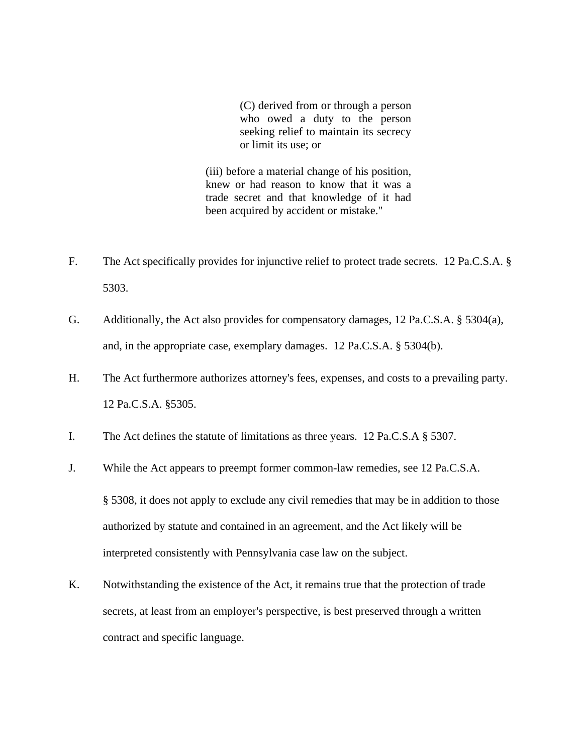> > (C) derived from or through a person who owed a duty to the person seeking relief to maintain its secrecy or limit its use; or
>
> (iii) before a material change of his position, knew or had reason to know that it was a trade secret and that knowledge of it had been acquired by accident or mistake."

F. The Act specifically provides for injunctive relief to protect trade secrets. 12 Pa.C.S.A. § 5303.

G. Additionally, the Act also provides for compensatory damages, 12 Pa.C.S.A. § 5304(a), and, in the appropriate case, exemplary damages. 12 Pa.C.S.A. § 5304(b).

H. The Act furthermore authorizes attorney's fees, expenses, and costs to a prevailing party. 12 Pa.C.S.A. §5305.

I. The Act defines the statute of limitations as three years. 12 Pa.C.S.A § 5307.

J. While the Act appears to preempt former common-law remedies, see 12 Pa.C.S.A. § 5308, it does not apply to exclude any civil remedies that may be in addition to those authorized by statute and contained in an agreement, and the Act likely will be interpreted consistently with Pennsylvania case law on the subject.

K. Notwithstanding the existence of the Act, it remains true that the protection of trade secrets, at least from an employer's perspective, is best preserved through a written contract and specific language.